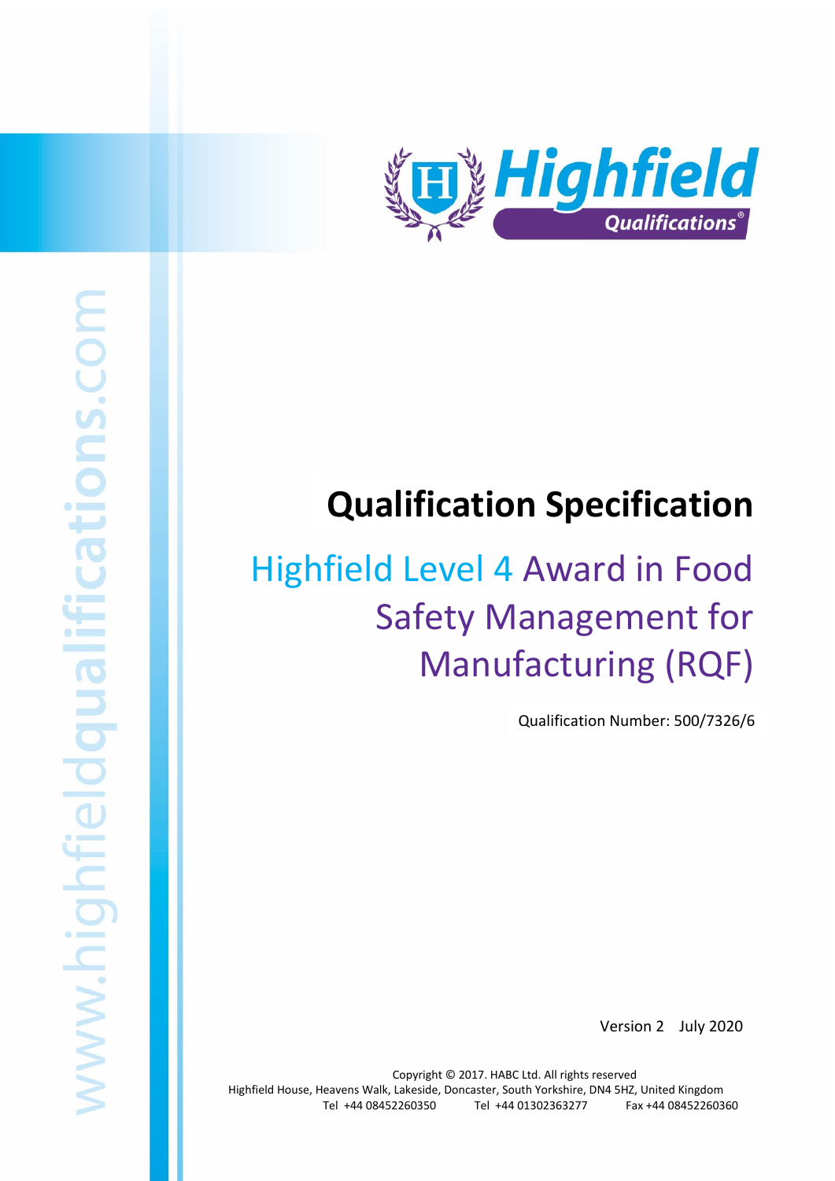# Qualification Specification

## Highfield Level 4 Award in Food Safety Management for Manufacturing (RQF)

Qualification Number: 500/7326/6

Version 2 July 2020

Copyright © 2017. HABC Ltd. All rights reserved
Highfield House, Heavens Walk, Lakeside, Doncaster, South Yorkshire, DN4 5HZ, United Kingdom
Tel +44 08452260350 Tel +44 01302363277 Fax +44 08452260360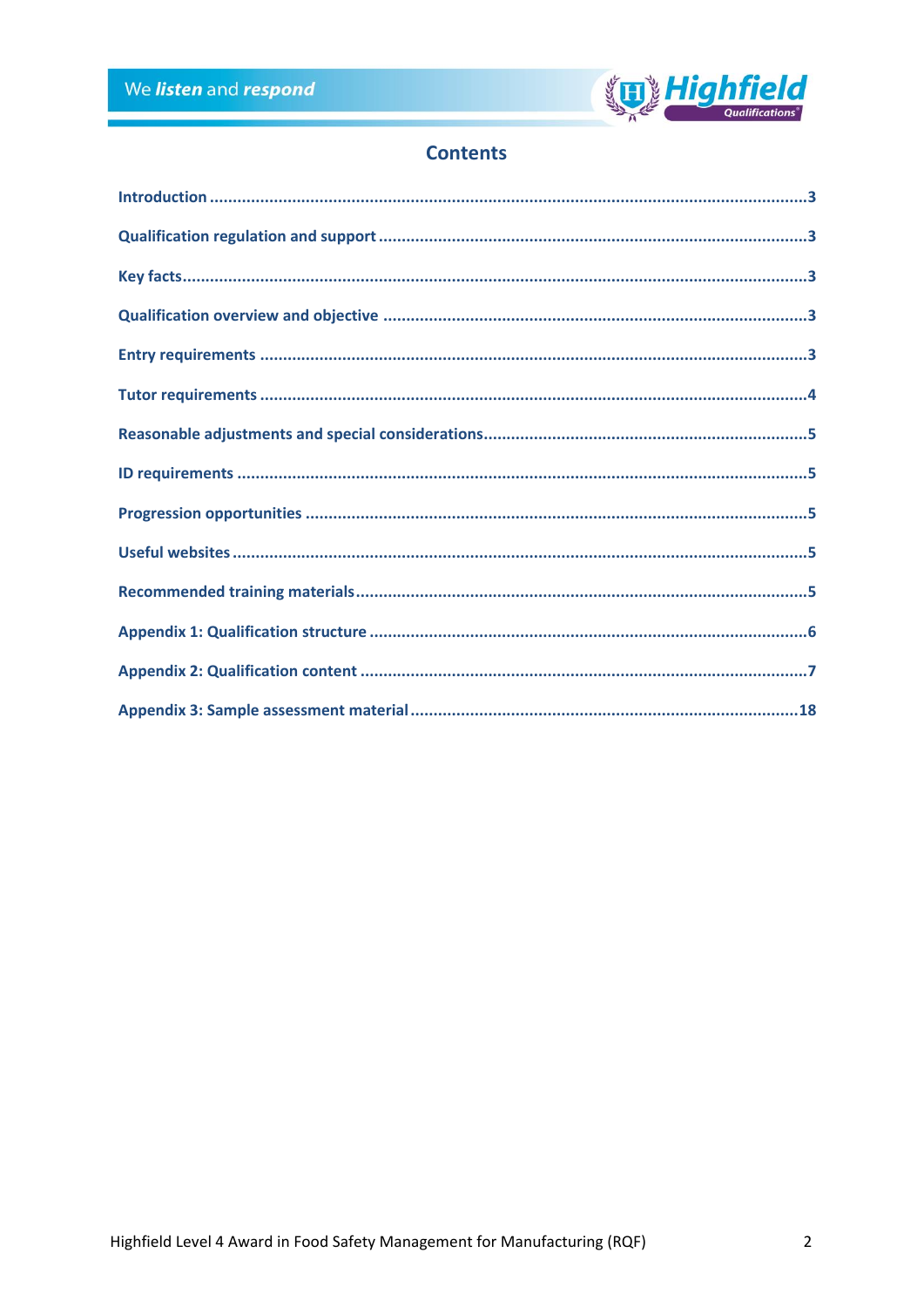# Contents

| | |
|---|---|
| Introduction | 3 |
| Qualification regulation and support | 3 |
| Key facts | 3 |
| Qualification overview and objective | 3 |
| Entry requirements | 3 |
| Tutor requirements | 4 |
| Reasonable adjustments and special considerations | 5 |
| ID requirements | 5 |
| Progression opportunities | 5 |
| Useful websites | 5 |
| Recommended training materials | 5 |
| Appendix 1: Qualification structure | 6 |
| Appendix 2: Qualification content | 7 |
| Appendix 3: Sample assessment material | 18 |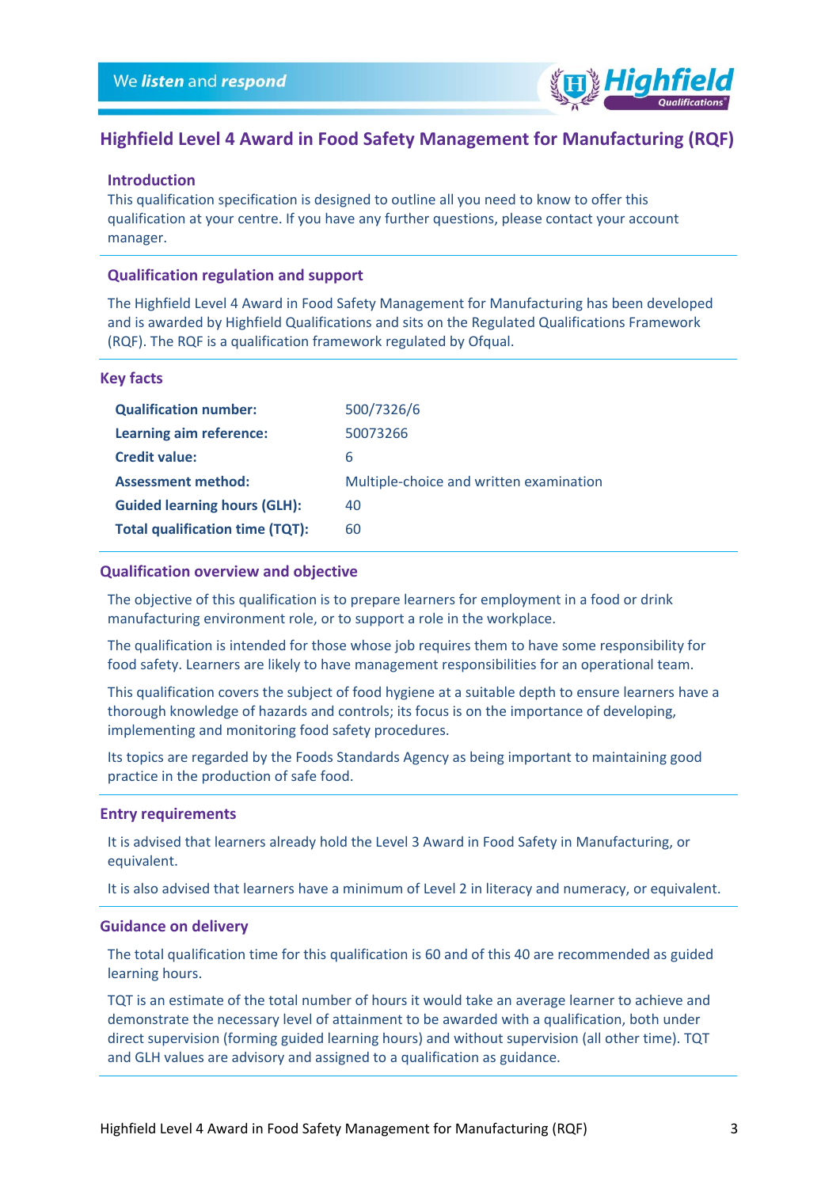# Highfield Level 4 Award in Food Safety Management for Manufacturing (RQF)

## Introduction

This qualification specification is designed to outline all you need to know to offer this qualification at your centre. If you have any further questions, please contact your account manager.

## Qualification regulation and support

The Highfield Level 4 Award in Food Safety Management for Manufacturing has been developed and is awarded by Highfield Qualifications and sits on the Regulated Qualifications Framework (RQF). The RQF is a qualification framework regulated by Ofqual.

## Key facts

| | |
|---|---|
| **Qualification number:** | 500/7326/6 |
| **Learning aim reference:** | 50073266 |
| **Credit value:** | 6 |
| **Assessment method:** | Multiple-choice and written examination |
| **Guided learning hours (GLH):** | 40 |
| **Total qualification time (TQT):** | 60 |

## Qualification overview and objective

The objective of this qualification is to prepare learners for employment in a food or drink manufacturing environment role, or to support a role in the workplace.

The qualification is intended for those whose job requires them to have some responsibility for food safety. Learners are likely to have management responsibilities for an operational team.

This qualification covers the subject of food hygiene at a suitable depth to ensure learners have a thorough knowledge of hazards and controls; its focus is on the importance of developing, implementing and monitoring food safety procedures.

Its topics are regarded by the Foods Standards Agency as being important to maintaining good practice in the production of safe food.

## Entry requirements

It is advised that learners already hold the Level 3 Award in Food Safety in Manufacturing, or equivalent.

It is also advised that learners have a minimum of Level 2 in literacy and numeracy, or equivalent.

## Guidance on delivery

The total qualification time for this qualification is 60 and of this 40 are recommended as guided learning hours.

TQT is an estimate of the total number of hours it would take an average learner to achieve and demonstrate the necessary level of attainment to be awarded with a qualification, both under direct supervision (forming guided learning hours) and without supervision (all other time). TQT and GLH values are advisory and assigned to a qualification as guidance.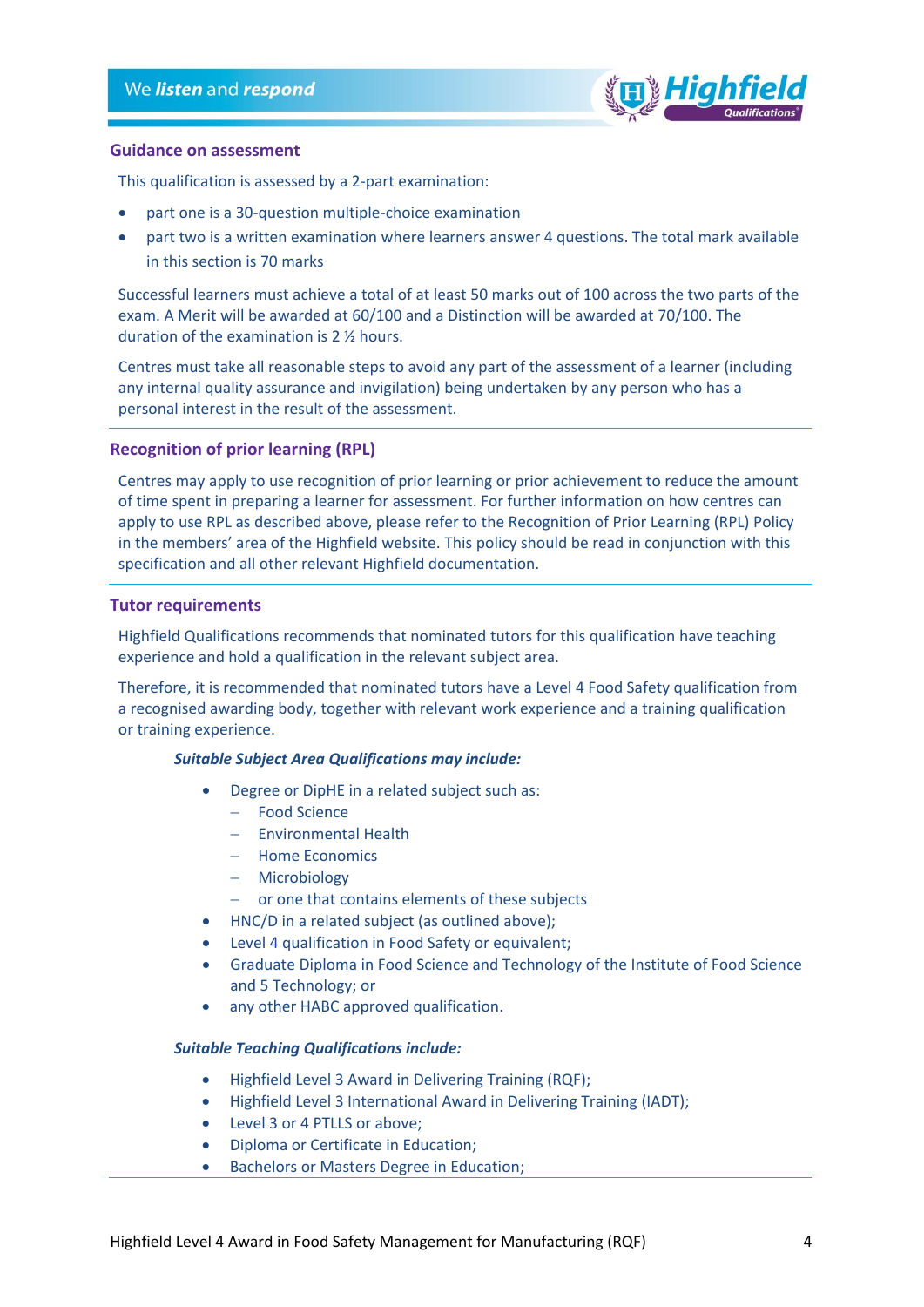## Guidance on assessment

This qualification is assessed by a 2-part examination:

- part one is a 30-question multiple-choice examination
- part two is a written examination where learners answer 4 questions. The total mark available in this section is 70 marks

Successful learners must achieve a total of at least 50 marks out of 100 across the two parts of the exam. A Merit will be awarded at 60/100 and a Distinction will be awarded at 70/100. The duration of the examination is 2 ½ hours.

Centres must take all reasonable steps to avoid any part of the assessment of a learner (including any internal quality assurance and invigilation) being undertaken by any person who has a personal interest in the result of the assessment.

## Recognition of prior learning (RPL)

Centres may apply to use recognition of prior learning or prior achievement to reduce the amount of time spent in preparing a learner for assessment. For further information on how centres can apply to use RPL as described above, please refer to the Recognition of Prior Learning (RPL) Policy in the members' area of the Highfield website. This policy should be read in conjunction with this specification and all other relevant Highfield documentation.

## Tutor requirements

Highfield Qualifications recommends that nominated tutors for this qualification have teaching experience and hold a qualification in the relevant subject area.

Therefore, it is recommended that nominated tutors have a Level 4 Food Safety qualification from a recognised awarding body, together with relevant work experience and a training qualification or training experience.

***Suitable Subject Area Qualifications may include:***

- Degree or DipHE in a related subject such as:
  - Food Science
  - Environmental Health
  - Home Economics
  - Microbiology
  - or one that contains elements of these subjects
- HNC/D in a related subject (as outlined above);
- Level 4 qualification in Food Safety or equivalent;
- Graduate Diploma in Food Science and Technology of the Institute of Food Science and 5 Technology; or
- any other HABC approved qualification.

***Suitable Teaching Qualifications include:***

- Highfield Level 3 Award in Delivering Training (RQF);
- Highfield Level 3 International Award in Delivering Training (IADT);
- Level 3 or 4 PTLLS or above;
- Diploma or Certificate in Education;
- Bachelors or Masters Degree in Education;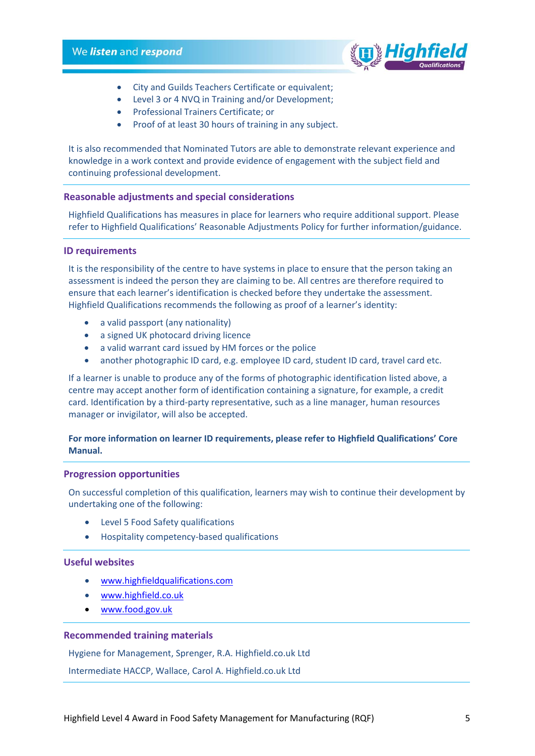- City and Guilds Teachers Certificate or equivalent;
- Level 3 or 4 NVQ in Training and/or Development;
- Professional Trainers Certificate; or
- Proof of at least 30 hours of training in any subject.

It is also recommended that Nominated Tutors are able to demonstrate relevant experience and knowledge in a work context and provide evidence of engagement with the subject field and continuing professional development.

## Reasonable adjustments and special considerations

Highfield Qualifications has measures in place for learners who require additional support. Please refer to Highfield Qualifications' Reasonable Adjustments Policy for further information/guidance.

## ID requirements

It is the responsibility of the centre to have systems in place to ensure that the person taking an assessment is indeed the person they are claiming to be. All centres are therefore required to ensure that each learner's identification is checked before they undertake the assessment. Highfield Qualifications recommends the following as proof of a learner's identity:

- a valid passport (any nationality)
- a signed UK photocard driving licence
- a valid warrant card issued by HM forces or the police
- another photographic ID card, e.g. employee ID card, student ID card, travel card etc.

If a learner is unable to produce any of the forms of photographic identification listed above, a centre may accept another form of identification containing a signature, for example, a credit card. Identification by a third-party representative, such as a line manager, human resources manager or invigilator, will also be accepted.

**For more information on learner ID requirements, please refer to Highfield Qualifications' Core Manual.**

## Progression opportunities

On successful completion of this qualification, learners may wish to continue their development by undertaking one of the following:

- Level 5 Food Safety qualifications
- Hospitality competency-based qualifications

## Useful websites

- www.highfieldqualifications.com
- www.highfield.co.uk
- www.food.gov.uk

## Recommended training materials

Hygiene for Management, Sprenger, R.A. Highfield.co.uk Ltd

Intermediate HACCP, Wallace, Carol A. Highfield.co.uk Ltd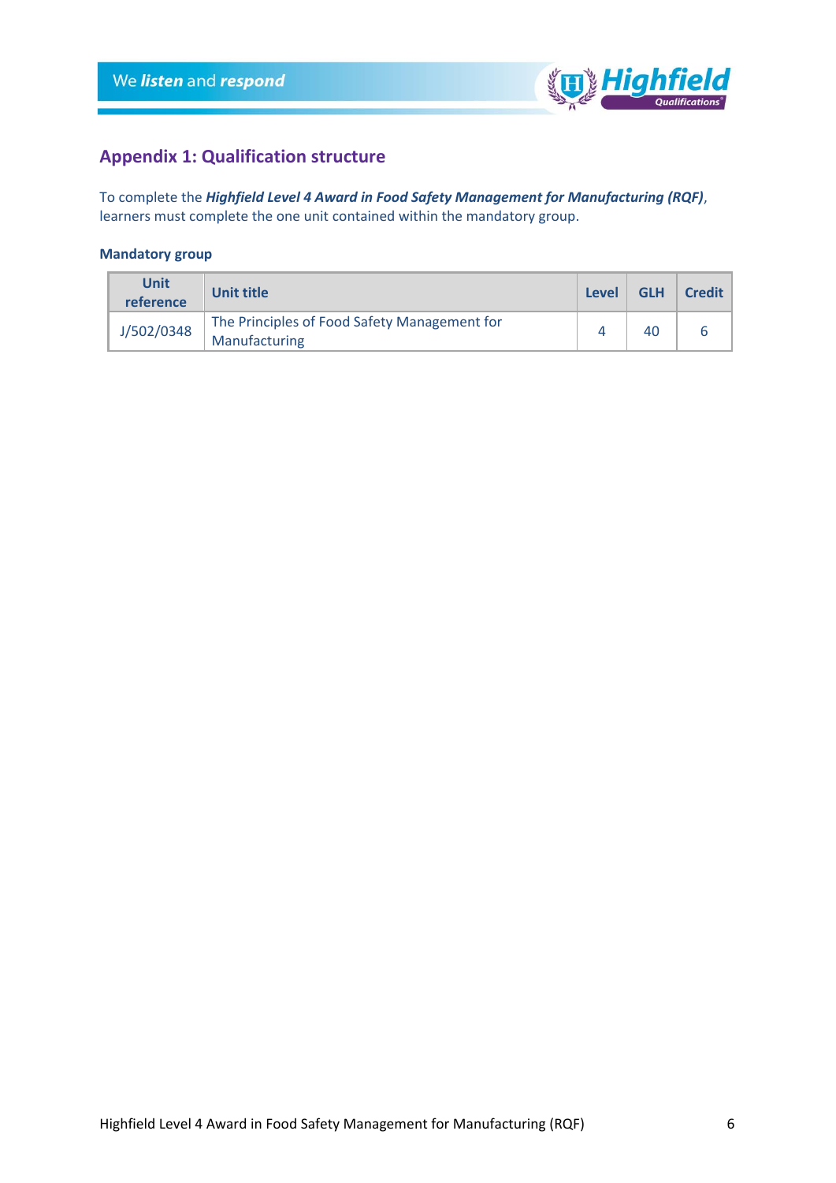## Appendix 1: Qualification structure

To complete the ***Highfield Level 4 Award in Food Safety Management for Manufacturing (RQF)***, learners must complete the one unit contained within the mandatory group.

### Mandatory group

| Unit reference | Unit title | Level | GLH | Credit |
|---|---|---|---|---|
| J/502/0348 | The Principles of Food Safety Management for Manufacturing | 4 | 40 | 6 |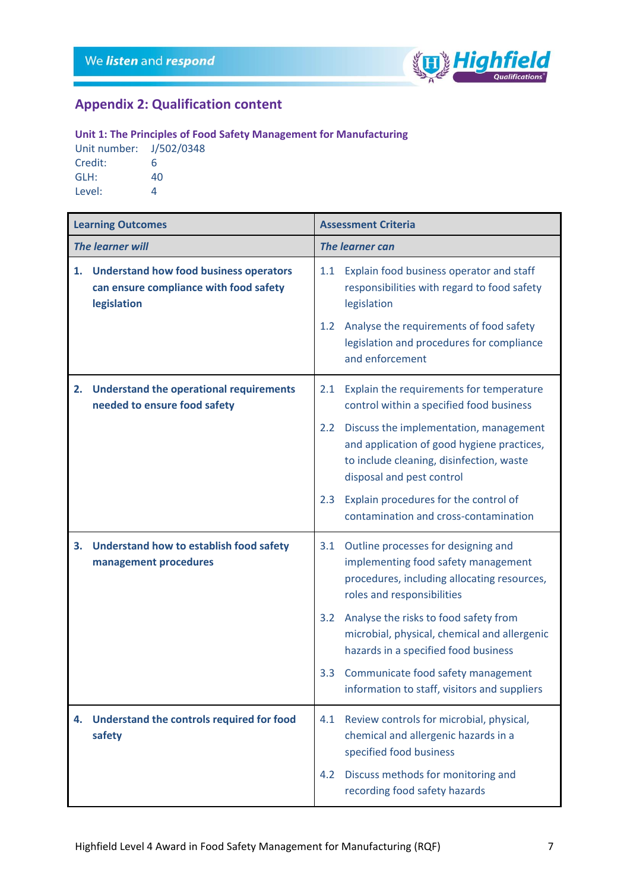## Appendix 2: Qualification content

### Unit 1: The Principles of Food Safety Management for Manufacturing

Unit number: J/502/0348
Credit: 6
GLH: 40
Level: 4

| Learning Outcomes | Assessment Criteria |
|---|---|
| ***The learner will*** | ***The learner can*** |
| **1. Understand how food business operators can ensure compliance with food safety legislation** | 1.1 Explain food business operator and staff responsibilities with regard to food safety legislation<br>1.2 Analyse the requirements of food safety legislation and procedures for compliance and enforcement |
| **2. Understand the operational requirements needed to ensure food safety** | 2.1 Explain the requirements for temperature control within a specified food business<br>2.2 Discuss the implementation, management and application of good hygiene practices, to include cleaning, disinfection, waste disposal and pest control<br>2.3 Explain procedures for the control of contamination and cross-contamination |
| **3. Understand how to establish food safety management procedures** | 3.1 Outline processes for designing and implementing food safety management procedures, including allocating resources, roles and responsibilities<br>3.2 Analyse the risks to food safety from microbial, physical, chemical and allergenic hazards in a specified food business<br>3.3 Communicate food safety management information to staff, visitors and suppliers |
| **4. Understand the controls required for food safety** | 4.1 Review controls for microbial, physical, chemical and allergenic hazards in a specified food business<br>4.2 Discuss methods for monitoring and recording food safety hazards |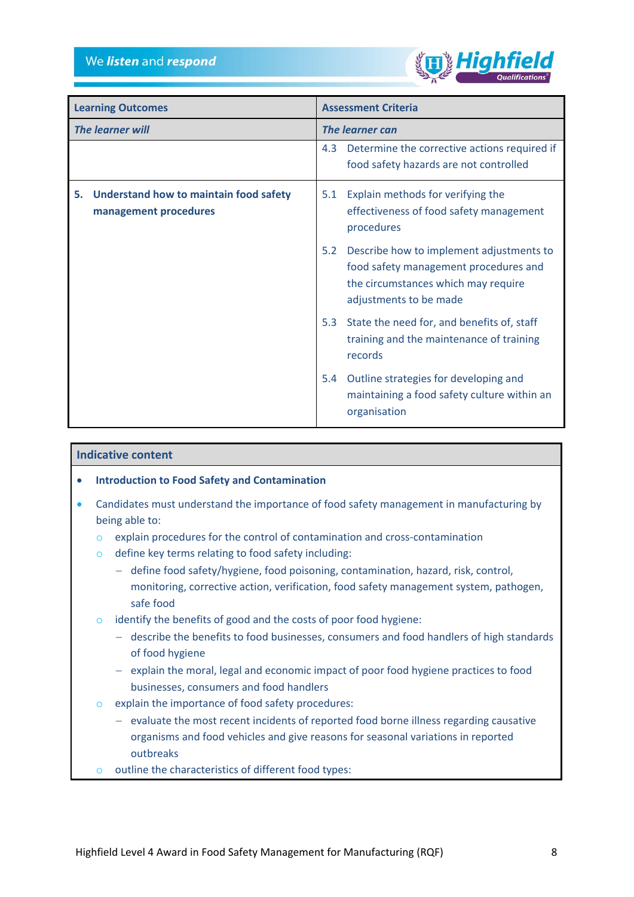| Learning Outcomes | Assessment Criteria |
|---|---|
| ***The learner will*** | ***The learner can*** |
| | 4.3 Determine the corrective actions required if food safety hazards are not controlled |
| **5. Understand how to maintain food safety management procedures** | 5.1 Explain methods for verifying the effectiveness of food safety management procedures<br>5.2 Describe how to implement adjustments to food safety management procedures and the circumstances which may require adjustments to be made<br>5.3 State the need for, and benefits of, staff training and the maintenance of training records<br>5.4 Outline strategies for developing and maintaining a food safety culture within an organisation |

**Indicative content**

- **Introduction to Food Safety and Contamination**
- Candidates must understand the importance of food safety management in manufacturing by being able to:
  - explain procedures for the control of contamination and cross-contamination
  - define key terms relating to food safety including:
    - define food safety/hygiene, food poisoning, contamination, hazard, risk, control, monitoring, corrective action, verification, food safety management system, pathogen, safe food
  - identify the benefits of good and the costs of poor food hygiene:
    - describe the benefits to food businesses, consumers and food handlers of high standards of food hygiene
    - explain the moral, legal and economic impact of poor food hygiene practices to food businesses, consumers and food handlers
  - explain the importance of food safety procedures:
    - evaluate the most recent incidents of reported food borne illness regarding causative organisms and food vehicles and give reasons for seasonal variations in reported outbreaks
  - outline the characteristics of different food types: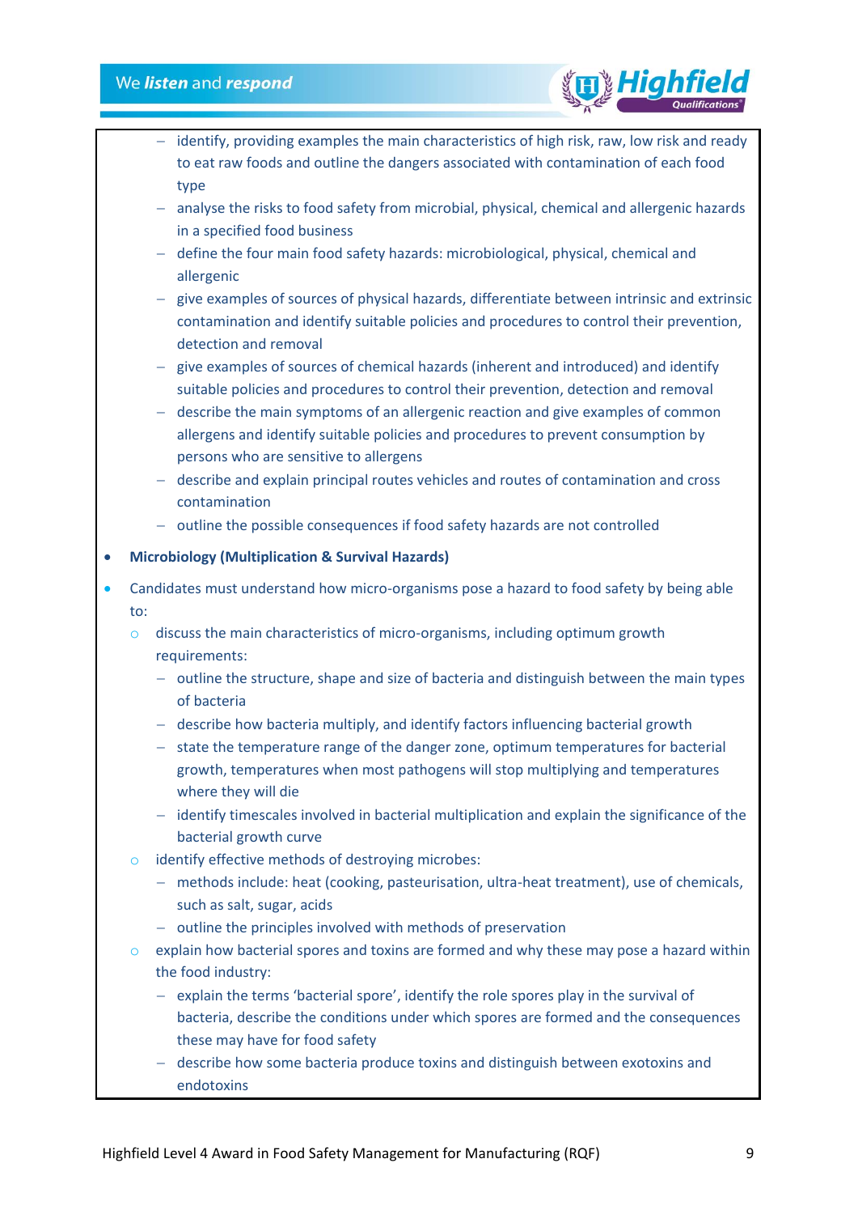- identify, providing examples the main characteristics of high risk, raw, low risk and ready to eat raw foods and outline the dangers associated with contamination of each food type
  - analyse the risks to food safety from microbial, physical, chemical and allergenic hazards in a specified food business
  - define the four main food safety hazards: microbiological, physical, chemical and allergenic
  - give examples of sources of physical hazards, differentiate between intrinsic and extrinsic contamination and identify suitable policies and procedures to control their prevention, detection and removal
  - give examples of sources of chemical hazards (inherent and introduced) and identify suitable policies and procedures to control their prevention, detection and removal
  - describe the main symptoms of an allergenic reaction and give examples of common allergens and identify suitable policies and procedures to prevent consumption by persons who are sensitive to allergens
  - describe and explain principal routes vehicles and routes of contamination and cross contamination
  - outline the possible consequences if food safety hazards are not controlled

- **Microbiology (Multiplication & Survival Hazards)**
- Candidates must understand how micro-organisms pose a hazard to food safety by being able to:
  - discuss the main characteristics of micro-organisms, including optimum growth requirements:
    - outline the structure, shape and size of bacteria and distinguish between the main types of bacteria
    - describe how bacteria multiply, and identify factors influencing bacterial growth
    - state the temperature range of the danger zone, optimum temperatures for bacterial growth, temperatures when most pathogens will stop multiplying and temperatures where they will die
    - identify timescales involved in bacterial multiplication and explain the significance of the bacterial growth curve
  - identify effective methods of destroying microbes:
    - methods include: heat (cooking, pasteurisation, ultra-heat treatment), use of chemicals, such as salt, sugar, acids
    - outline the principles involved with methods of preservation
  - explain how bacterial spores and toxins are formed and why these may pose a hazard within the food industry:
    - explain the terms 'bacterial spore', identify the role spores play in the survival of bacteria, describe the conditions under which spores are formed and the consequences these may have for food safety
    - describe how some bacteria produce toxins and distinguish between exotoxins and endotoxins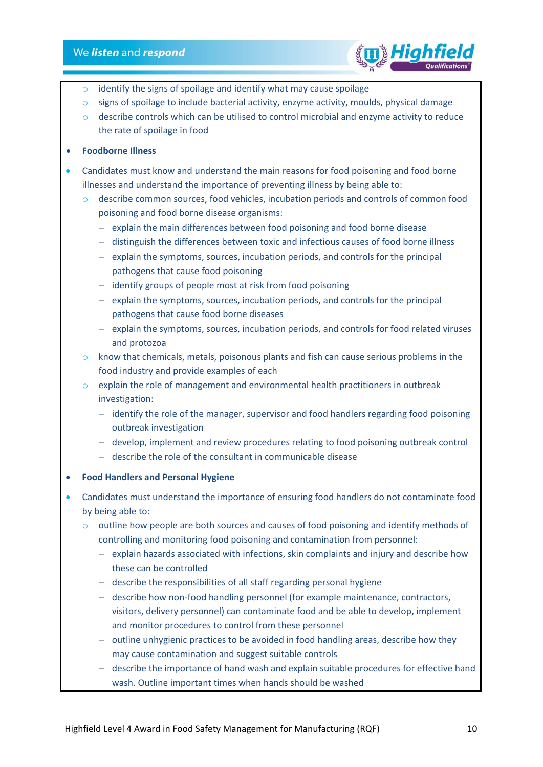- identify the signs of spoilage and identify what may cause spoilage
- signs of spoilage to include bacterial activity, enzyme activity, moulds, physical damage
- describe controls which can be utilised to control microbial and enzyme activity to reduce the rate of spoilage in food

- **Foodborne Illness**

- Candidates must know and understand the main reasons for food poisoning and food borne illnesses and understand the importance of preventing illness by being able to:
  - describe common sources, food vehicles, incubation periods and controls of common food poisoning and food borne disease organisms:
    - explain the main differences between food poisoning and food borne disease
    - distinguish the differences between toxic and infectious causes of food borne illness
    - explain the symptoms, sources, incubation periods, and controls for the principal pathogens that cause food poisoning
    - identify groups of people most at risk from food poisoning
    - explain the symptoms, sources, incubation periods, and controls for the principal pathogens that cause food borne diseases
    - explain the symptoms, sources, incubation periods, and controls for food related viruses and protozoa
  - know that chemicals, metals, poisonous plants and fish can cause serious problems in the food industry and provide examples of each
  - explain the role of management and environmental health practitioners in outbreak investigation:
    - identify the role of the manager, supervisor and food handlers regarding food poisoning outbreak investigation
    - develop, implement and review procedures relating to food poisoning outbreak control
    - describe the role of the consultant in communicable disease

- **Food Handlers and Personal Hygiene**

- Candidates must understand the importance of ensuring food handlers do not contaminate food by being able to:
  - outline how people are both sources and causes of food poisoning and identify methods of controlling and monitoring food poisoning and contamination from personnel:
    - explain hazards associated with infections, skin complaints and injury and describe how these can be controlled
    - describe the responsibilities of all staff regarding personal hygiene
    - describe how non-food handling personnel (for example maintenance, contractors, visitors, delivery personnel) can contaminate food and be able to develop, implement and monitor procedures to control from these personnel
    - outline unhygienic practices to be avoided in food handling areas, describe how they may cause contamination and suggest suitable controls
    - describe the importance of hand wash and explain suitable procedures for effective hand wash. Outline important times when hands should be washed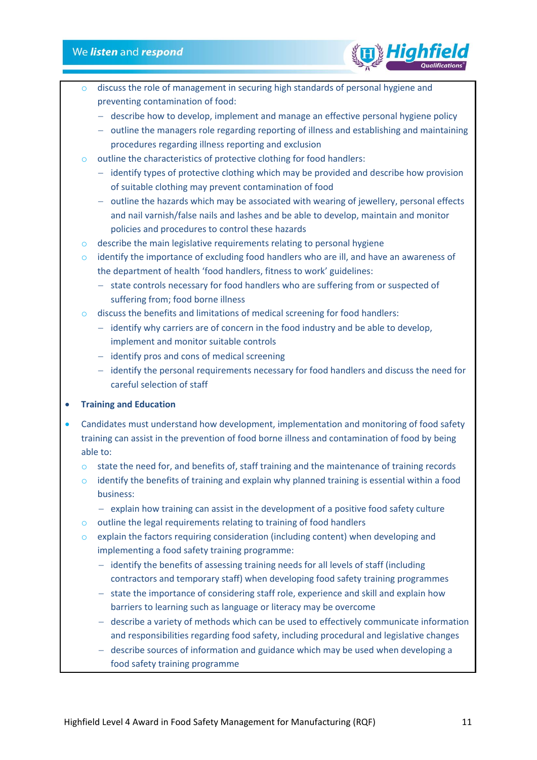- discuss the role of management in securing high standards of personal hygiene and preventing contamination of food:
  - describe how to develop, implement and manage an effective personal hygiene policy
  - outline the managers role regarding reporting of illness and establishing and maintaining procedures regarding illness reporting and exclusion
- outline the characteristics of protective clothing for food handlers:
  - identify types of protective clothing which may be provided and describe how provision of suitable clothing may prevent contamination of food
  - outline the hazards which may be associated with wearing of jewellery, personal effects and nail varnish/false nails and lashes and be able to develop, maintain and monitor policies and procedures to control these hazards
- describe the main legislative requirements relating to personal hygiene
- identify the importance of excluding food handlers who are ill, and have an awareness of the department of health 'food handlers, fitness to work' guidelines:
  - state controls necessary for food handlers who are suffering from or suspected of suffering from; food borne illness
- discuss the benefits and limitations of medical screening for food handlers:
  - identify why carriers are of concern in the food industry and be able to develop, implement and monitor suitable controls
  - identify pros and cons of medical screening
  - identify the personal requirements necessary for food handlers and discuss the need for careful selection of staff

- **Training and Education**

- Candidates must understand how development, implementation and monitoring of food safety training can assist in the prevention of food borne illness and contamination of food by being able to:
  - state the need for, and benefits of, staff training and the maintenance of training records
  - identify the benefits of training and explain why planned training is essential within a food business:
    - explain how training can assist in the development of a positive food safety culture
  - outline the legal requirements relating to training of food handlers
  - explain the factors requiring consideration (including content) when developing and implementing a food safety training programme:
    - identify the benefits of assessing training needs for all levels of staff (including contractors and temporary staff) when developing food safety training programmes
    - state the importance of considering staff role, experience and skill and explain how barriers to learning such as language or literacy may be overcome
    - describe a variety of methods which can be used to effectively communicate information and responsibilities regarding food safety, including procedural and legislative changes
    - describe sources of information and guidance which may be used when developing a food safety training programme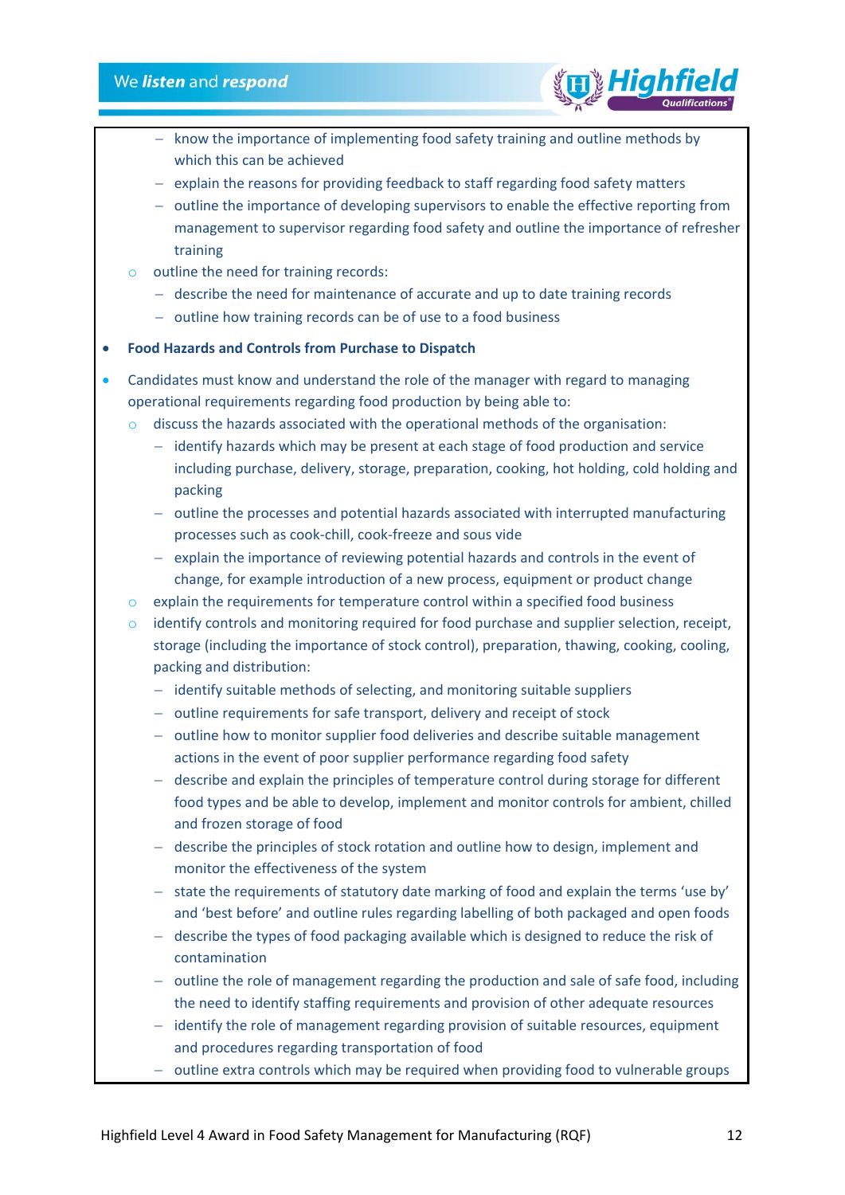- know the importance of implementing food safety training and outline methods by which this can be achieved
    - explain the reasons for providing feedback to staff regarding food safety matters
    - outline the importance of developing supervisors to enable the effective reporting from management to supervisor regarding food safety and outline the importance of refresher training
  - outline the need for training records:
    - describe the need for maintenance of accurate and up to date training records
    - outline how training records can be of use to a food business

- **Food Hazards and Controls from Purchase to Dispatch**
- Candidates must know and understand the role of the manager with regard to managing operational requirements regarding food production by being able to:
  - discuss the hazards associated with the operational methods of the organisation:
    - identify hazards which may be present at each stage of food production and service including purchase, delivery, storage, preparation, cooking, hot holding, cold holding and packing
    - outline the processes and potential hazards associated with interrupted manufacturing processes such as cook-chill, cook-freeze and sous vide
    - explain the importance of reviewing potential hazards and controls in the event of change, for example introduction of a new process, equipment or product change
  - explain the requirements for temperature control within a specified food business
  - identify controls and monitoring required for food purchase and supplier selection, receipt, storage (including the importance of stock control), preparation, thawing, cooking, cooling, packing and distribution:
    - identify suitable methods of selecting, and monitoring suitable suppliers
    - outline requirements for safe transport, delivery and receipt of stock
    - outline how to monitor supplier food deliveries and describe suitable management actions in the event of poor supplier performance regarding food safety
    - describe and explain the principles of temperature control during storage for different food types and be able to develop, implement and monitor controls for ambient, chilled and frozen storage of food
    - describe the principles of stock rotation and outline how to design, implement and monitor the effectiveness of the system
    - state the requirements of statutory date marking of food and explain the terms 'use by' and 'best before' and outline rules regarding labelling of both packaged and open foods
    - describe the types of food packaging available which is designed to reduce the risk of contamination
    - outline the role of management regarding the production and sale of safe food, including the need to identify staffing requirements and provision of other adequate resources
    - identify the role of management regarding provision of suitable resources, equipment and procedures regarding transportation of food
    - outline extra controls which may be required when providing food to vulnerable groups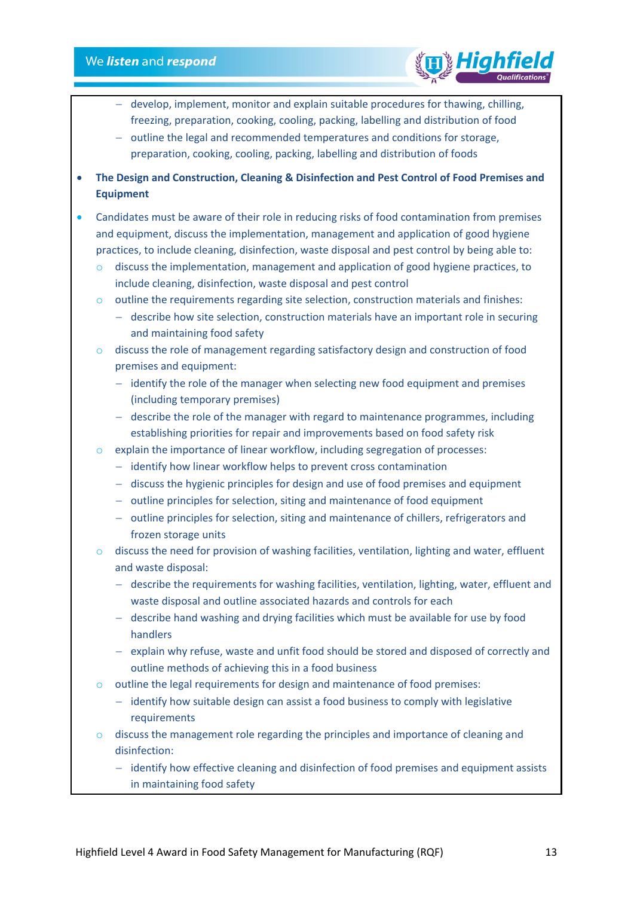- develop, implement, monitor and explain suitable procedures for thawing, chilling, freezing, preparation, cooking, cooling, packing, labelling and distribution of food
  - outline the legal and recommended temperatures and conditions for storage, preparation, cooking, cooling, packing, labelling and distribution of foods

- **The Design and Construction, Cleaning & Disinfection and Pest Control of Food Premises and Equipment**

- Candidates must be aware of their role in reducing risks of food contamination from premises and equipment, discuss the implementation, management and application of good hygiene practices, to include cleaning, disinfection, waste disposal and pest control by being able to:
  - discuss the implementation, management and application of good hygiene practices, to include cleaning, disinfection, waste disposal and pest control
  - outline the requirements regarding site selection, construction materials and finishes:
    - describe how site selection, construction materials have an important role in securing and maintaining food safety
  - discuss the role of management regarding satisfactory design and construction of food premises and equipment:
    - identify the role of the manager when selecting new food equipment and premises (including temporary premises)
    - describe the role of the manager with regard to maintenance programmes, including establishing priorities for repair and improvements based on food safety risk
  - explain the importance of linear workflow, including segregation of processes:
    - identify how linear workflow helps to prevent cross contamination
    - discuss the hygienic principles for design and use of food premises and equipment
    - outline principles for selection, siting and maintenance of food equipment
    - outline principles for selection, siting and maintenance of chillers, refrigerators and frozen storage units
  - discuss the need for provision of washing facilities, ventilation, lighting and water, effluent and waste disposal:
    - describe the requirements for washing facilities, ventilation, lighting, water, effluent and waste disposal and outline associated hazards and controls for each
    - describe hand washing and drying facilities which must be available for use by food handlers
    - explain why refuse, waste and unfit food should be stored and disposed of correctly and outline methods of achieving this in a food business
  - outline the legal requirements for design and maintenance of food premises:
    - identify how suitable design can assist a food business to comply with legislative requirements
  - discuss the management role regarding the principles and importance of cleaning and disinfection:
    - identify how effective cleaning and disinfection of food premises and equipment assists in maintaining food safety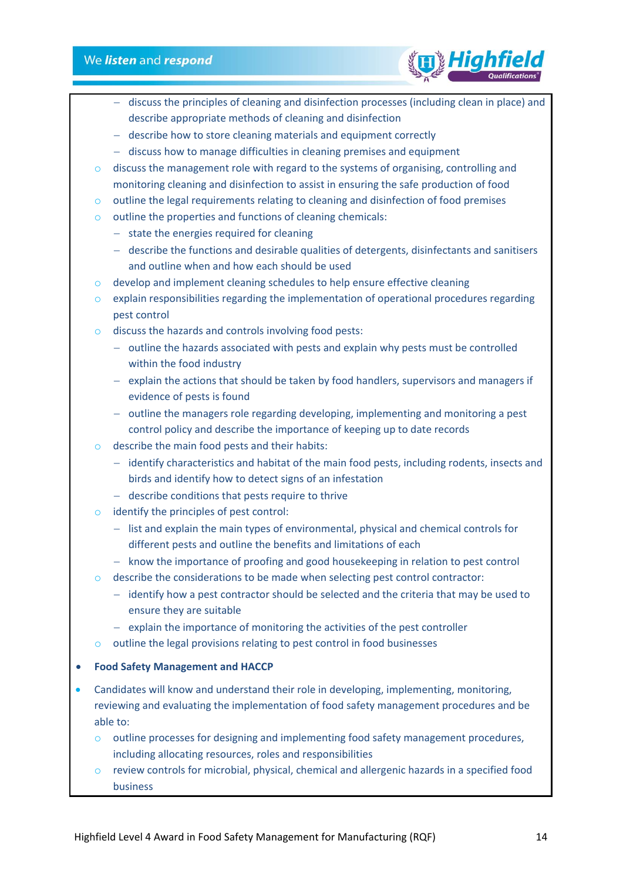- discuss the principles of cleaning and disinfection processes (including clean in place) and describe appropriate methods of cleaning and disinfection
    - describe how to store cleaning materials and equipment correctly
    - discuss how to manage difficulties in cleaning premises and equipment
  - discuss the management role with regard to the systems of organising, controlling and monitoring cleaning and disinfection to assist in ensuring the safe production of food
  - outline the legal requirements relating to cleaning and disinfection of food premises
  - outline the properties and functions of cleaning chemicals:
    - state the energies required for cleaning
    - describe the functions and desirable qualities of detergents, disinfectants and sanitisers and outline when and how each should be used
  - develop and implement cleaning schedules to help ensure effective cleaning
  - explain responsibilities regarding the implementation of operational procedures regarding pest control
  - discuss the hazards and controls involving food pests:
    - outline the hazards associated with pests and explain why pests must be controlled within the food industry
    - explain the actions that should be taken by food handlers, supervisors and managers if evidence of pests is found
    - outline the managers role regarding developing, implementing and monitoring a pest control policy and describe the importance of keeping up to date records
  - describe the main food pests and their habits:
    - identify characteristics and habitat of the main food pests, including rodents, insects and birds and identify how to detect signs of an infestation
    - describe conditions that pests require to thrive
  - identify the principles of pest control:
    - list and explain the main types of environmental, physical and chemical controls for different pests and outline the benefits and limitations of each
    - know the importance of proofing and good housekeeping in relation to pest control
  - describe the considerations to be made when selecting pest control contractor:
    - identify how a pest contractor should be selected and the criteria that may be used to ensure they are suitable
    - explain the importance of monitoring the activities of the pest controller
  - outline the legal provisions relating to pest control in food businesses

- **Food Safety Management and HACCP**
- Candidates will know and understand their role in developing, implementing, monitoring, reviewing and evaluating the implementation of food safety management procedures and be able to:
  - outline processes for designing and implementing food safety management procedures, including allocating resources, roles and responsibilities
  - review controls for microbial, physical, chemical and allergenic hazards in a specified food business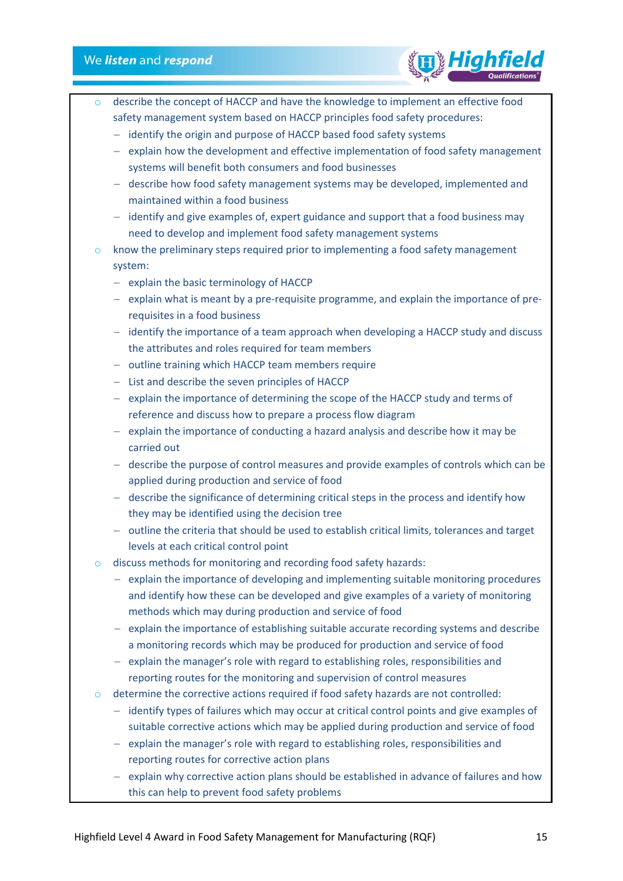- describe the concept of HACCP and have the knowledge to implement an effective food safety management system based on HACCP principles food safety procedures:
  - identify the origin and purpose of HACCP based food safety systems
  - explain how the development and effective implementation of food safety management systems will benefit both consumers and food businesses
  - describe how food safety management systems may be developed, implemented and maintained within a food business
  - identify and give examples of, expert guidance and support that a food business may need to develop and implement food safety management systems
- know the preliminary steps required prior to implementing a food safety management system:
  - explain the basic terminology of HACCP
  - explain what is meant by a pre-requisite programme, and explain the importance of pre-requisites in a food business
  - identify the importance of a team approach when developing a HACCP study and discuss the attributes and roles required for team members
  - outline training which HACCP team members require
  - List and describe the seven principles of HACCP
  - explain the importance of determining the scope of the HACCP study and terms of reference and discuss how to prepare a process flow diagram
  - explain the importance of conducting a hazard analysis and describe how it may be carried out
  - describe the purpose of control measures and provide examples of controls which can be applied during production and service of food
  - describe the significance of determining critical steps in the process and identify how they may be identified using the decision tree
  - outline the criteria that should be used to establish critical limits, tolerances and target levels at each critical control point
- discuss methods for monitoring and recording food safety hazards:
  - explain the importance of developing and implementing suitable monitoring procedures and identify how these can be developed and give examples of a variety of monitoring methods which may during production and service of food
  - explain the importance of establishing suitable accurate recording systems and describe a monitoring records which may be produced for production and service of food
  - explain the manager's role with regard to establishing roles, responsibilities and reporting routes for the monitoring and supervision of control measures
- determine the corrective actions required if food safety hazards are not controlled:
  - identify types of failures which may occur at critical control points and give examples of suitable corrective actions which may be applied during production and service of food
  - explain the manager's role with regard to establishing roles, responsibilities and reporting routes for corrective action plans
  - explain why corrective action plans should be established in advance of failures and how this can help to prevent food safety problems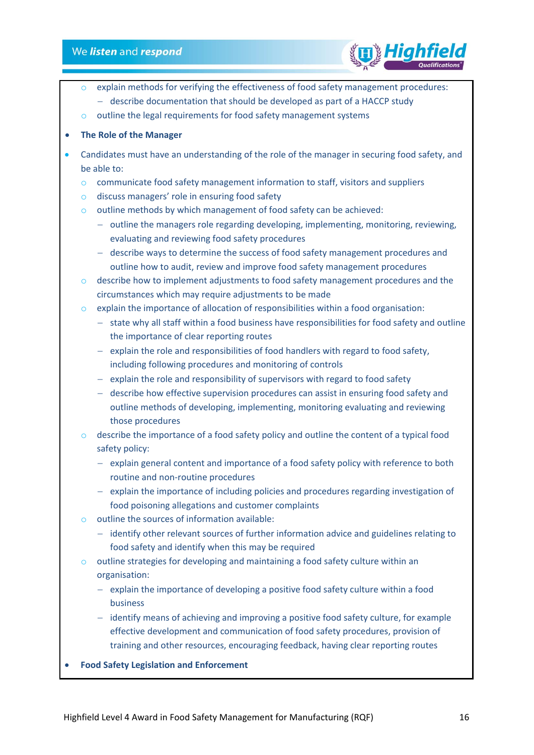- explain methods for verifying the effectiveness of food safety management procedures:
  - describe documentation that should be developed as part of a HACCP study
- outline the legal requirements for food safety management systems

- **The Role of the Manager**
- Candidates must have an understanding of the role of the manager in securing food safety, and be able to:
  - communicate food safety management information to staff, visitors and suppliers
  - discuss managers' role in ensuring food safety
  - outline methods by which management of food safety can be achieved:
    - outline the managers role regarding developing, implementing, monitoring, reviewing, evaluating and reviewing food safety procedures
    - describe ways to determine the success of food safety management procedures and outline how to audit, review and improve food safety management procedures
  - describe how to implement adjustments to food safety management procedures and the circumstances which may require adjustments to be made
  - explain the importance of allocation of responsibilities within a food organisation:
    - state why all staff within a food business have responsibilities for food safety and outline the importance of clear reporting routes
    - explain the role and responsibilities of food handlers with regard to food safety, including following procedures and monitoring of controls
    - explain the role and responsibility of supervisors with regard to food safety
    - describe how effective supervision procedures can assist in ensuring food safety and outline methods of developing, implementing, monitoring evaluating and reviewing those procedures
  - describe the importance of a food safety policy and outline the content of a typical food safety policy:
    - explain general content and importance of a food safety policy with reference to both routine and non-routine procedures
    - explain the importance of including policies and procedures regarding investigation of food poisoning allegations and customer complaints
  - outline the sources of information available:
    - identify other relevant sources of further information advice and guidelines relating to food safety and identify when this may be required
  - outline strategies for developing and maintaining a food safety culture within an organisation:
    - explain the importance of developing a positive food safety culture within a food business
    - identify means of achieving and improving a positive food safety culture, for example effective development and communication of food safety procedures, provision of training and other resources, encouraging feedback, having clear reporting routes

- **Food Safety Legislation and Enforcement**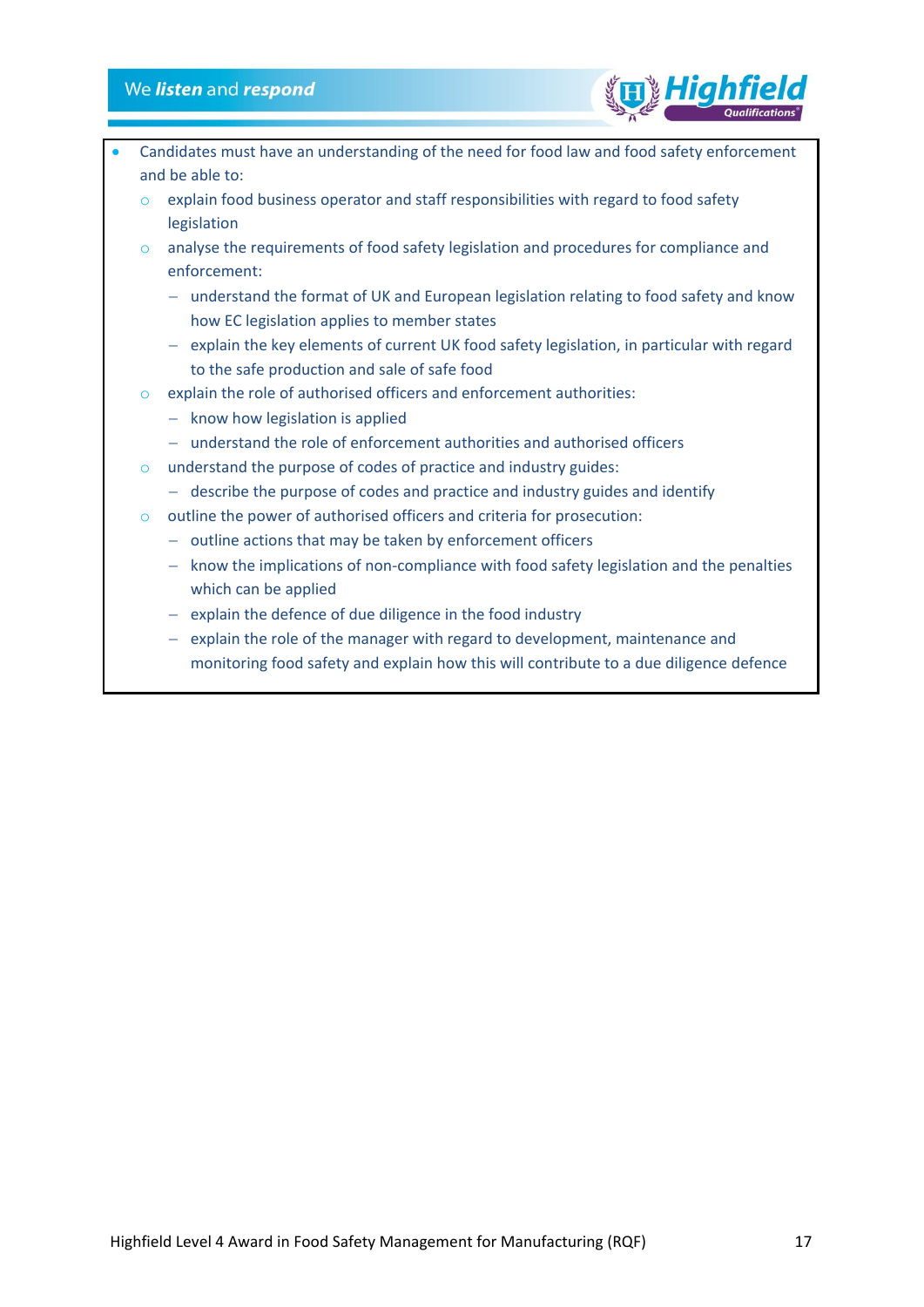- Candidates must have an understanding of the need for food law and food safety enforcement and be able to:
    - explain food business operator and staff responsibilities with regard to food safety legislation
    - analyse the requirements of food safety legislation and procedures for compliance and enforcement:
        - understand the format of UK and European legislation relating to food safety and know how EC legislation applies to member states
        - explain the key elements of current UK food safety legislation, in particular with regard to the safe production and sale of safe food
    - explain the role of authorised officers and enforcement authorities:
        - know how legislation is applied
        - understand the role of enforcement authorities and authorised officers
    - understand the purpose of codes of practice and industry guides:
        - describe the purpose of codes and practice and industry guides and identify
    - outline the power of authorised officers and criteria for prosecution:
        - outline actions that may be taken by enforcement officers
        - know the implications of non-compliance with food safety legislation and the penalties which can be applied
        - explain the defence of due diligence in the food industry
        - explain the role of the manager with regard to development, maintenance and monitoring food safety and explain how this will contribute to a due diligence defence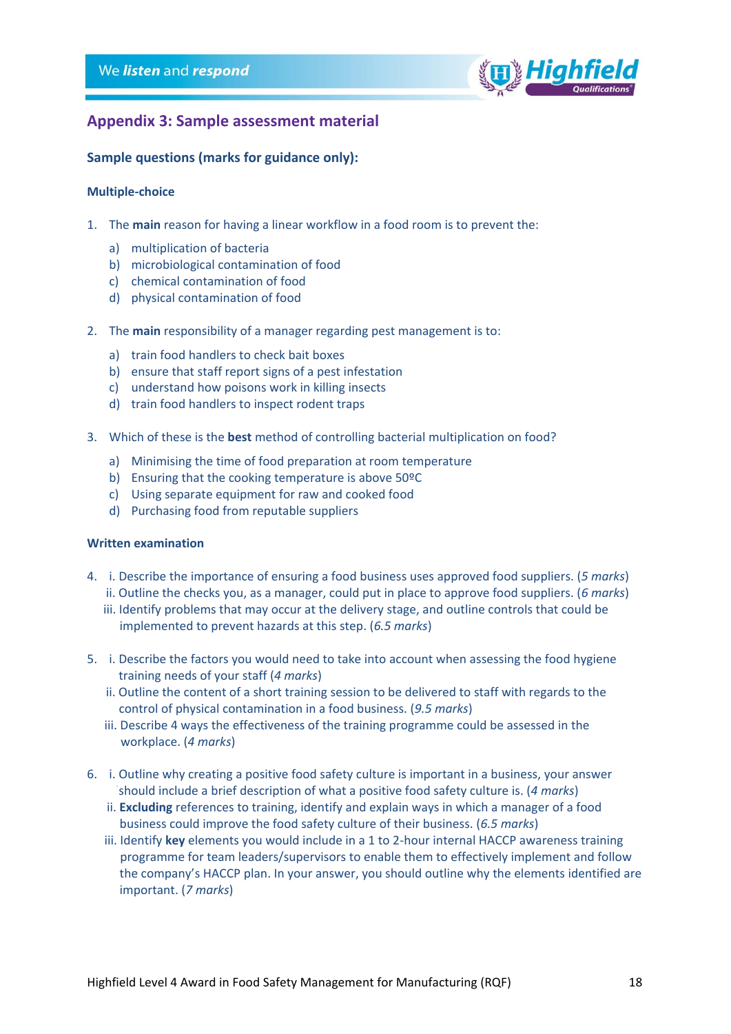## Appendix 3: Sample assessment material

### Sample questions (marks for guidance only):

#### Multiple-choice

1. The **main** reason for having a linear workflow in a food room is to prevent the:

   a) multiplication of bacteria
   b) microbiological contamination of food
   c) chemical contamination of food
   d) physical contamination of food

2. The **main** responsibility of a manager regarding pest management is to:

   a) train food handlers to check bait boxes
   b) ensure that staff report signs of a pest infestation
   c) understand how poisons work in killing insects
   d) train food handlers to inspect rodent traps

3. Which of these is the **best** method of controlling bacterial multiplication on food?

   a) Minimising the time of food preparation at room temperature
   b) Ensuring that the cooking temperature is above 50ºC
   c) Using separate equipment for raw and cooked food
   d) Purchasing food from reputable suppliers

#### Written examination

4. i. Describe the importance of ensuring a food business uses approved food suppliers. (*5 marks*)
   ii. Outline the checks you, as a manager, could put in place to approve food suppliers. (*6 marks*)
   iii. Identify problems that may occur at the delivery stage, and outline controls that could be implemented to prevent hazards at this step. (*6.5 marks*)

5. i. Describe the factors you would need to take into account when assessing the food hygiene training needs of your staff (*4 marks*)
   ii. Outline the content of a short training session to be delivered to staff with regards to the control of physical contamination in a food business. (*9.5 marks*)
   iii. Describe 4 ways the effectiveness of the training programme could be assessed in the workplace. (*4 marks*)

6. i. Outline why creating a positive food safety culture is important in a business, your answer should include a brief description of what a positive food safety culture is. (*4 marks*)
   ii. **Excluding** references to training, identify and explain ways in which a manager of a food business could improve the food safety culture of their business. (*6.5 marks*)
   iii. Identify **key** elements you would include in a 1 to 2-hour internal HACCP awareness training programme for team leaders/supervisors to enable them to effectively implement and follow the company's HACCP plan. In your answer, you should outline why the elements identified are important. (*7 marks*)